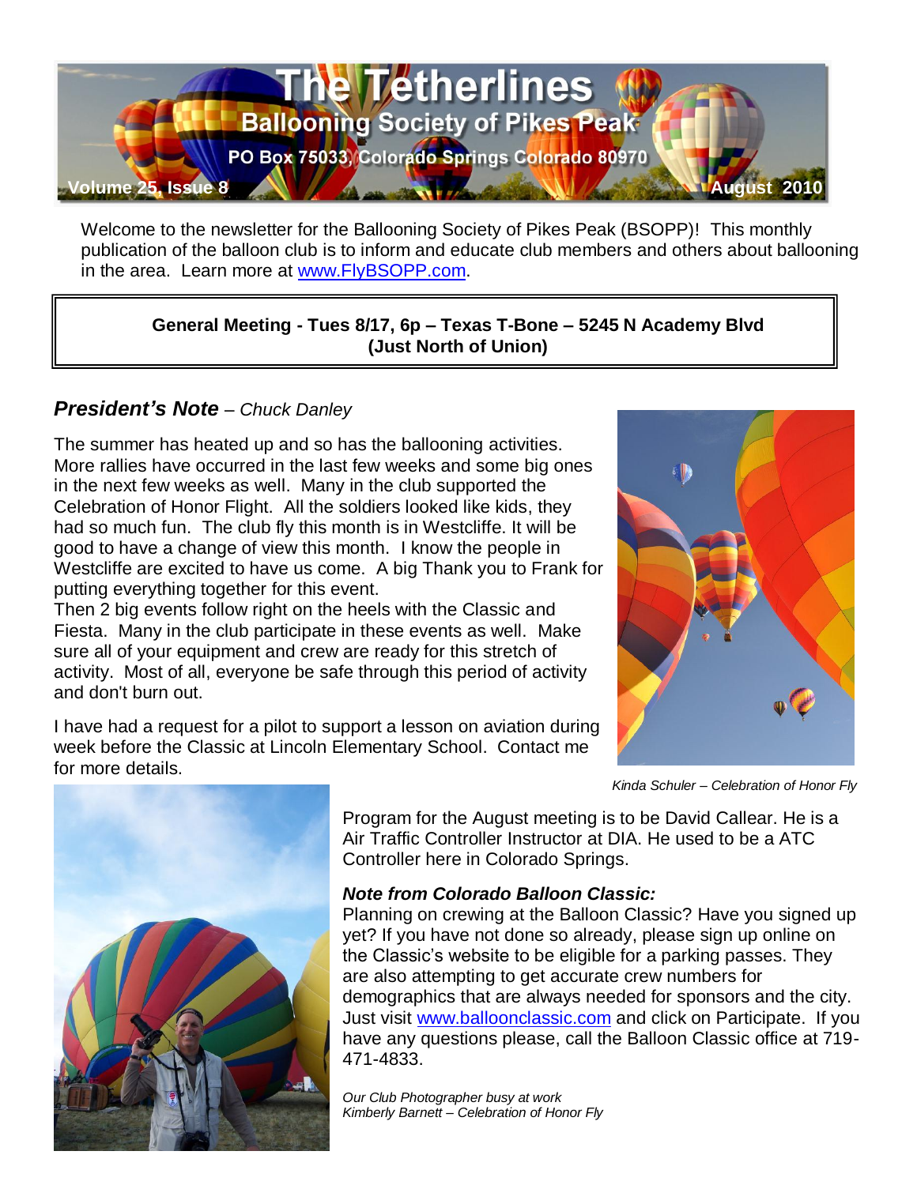# The Tetherlines

## Ballooning Society of Pikes Peak

PO Box 75033, Colorado Springs Colorado 80970

Volume 25, Issue 8 — August 2010

Welcome to the newsletter for the Ballooning Society of Pikes Peak (BSOPP)! This monthly publication of the balloon club is to inform and educate club members and others about ballooning in the area. Learn more at www.FlyBSOPP.com.

**General Meeting - Tues 8/17, 6p – Texas T-Bone – 5245 N Academy Blvd (Just North of Union)**

### *President's Note* – *Chuck Danley*

The summer has heated up and so has the ballooning activities. More rallies have occurred in the last few weeks and some big ones in the next few weeks as well. Many in the club supported the Celebration of Honor Flight. All the soldiers looked like kids, they had so much fun. The club fly this month is in Westcliffe. It will be good to have a change of view this month. I know the people in Westcliffe are excited to have us come. A big Thank you to Frank for putting everything together for this event.

Then 2 big events follow right on the heels with the Classic and Fiesta. Many in the club participate in these events as well. Make sure all of your equipment and crew are ready for this stretch of activity. Most of all, everyone be safe through this period of activity and don't burn out.

I have had a request for a pilot to support a lesson on aviation during week before the Classic at Lincoln Elementary School. Contact me for more details.

*Kinda Schuler – Celebration of Honor Fly*

Program for the August meeting is to be David Callear. He is a Air Traffic Controller Instructor at DIA. He used to be a ATC Controller here in Colorado Springs.

### *Note from Colorado Balloon Classic:*

Planning on crewing at the Balloon Classic? Have you signed up yet? If you have not done so already, please sign up online on the Classic's website to be eligible for a parking passes. They are also attempting to get accurate crew numbers for demographics that are always needed for sponsors and the city. Just visit www.balloonclassic.com and click on Participate. If you have any questions please, call the Balloon Classic office at 719-471-4833.

*Our Club Photographer busy at work*
*Kimberly Barnett – Celebration of Honor Fly*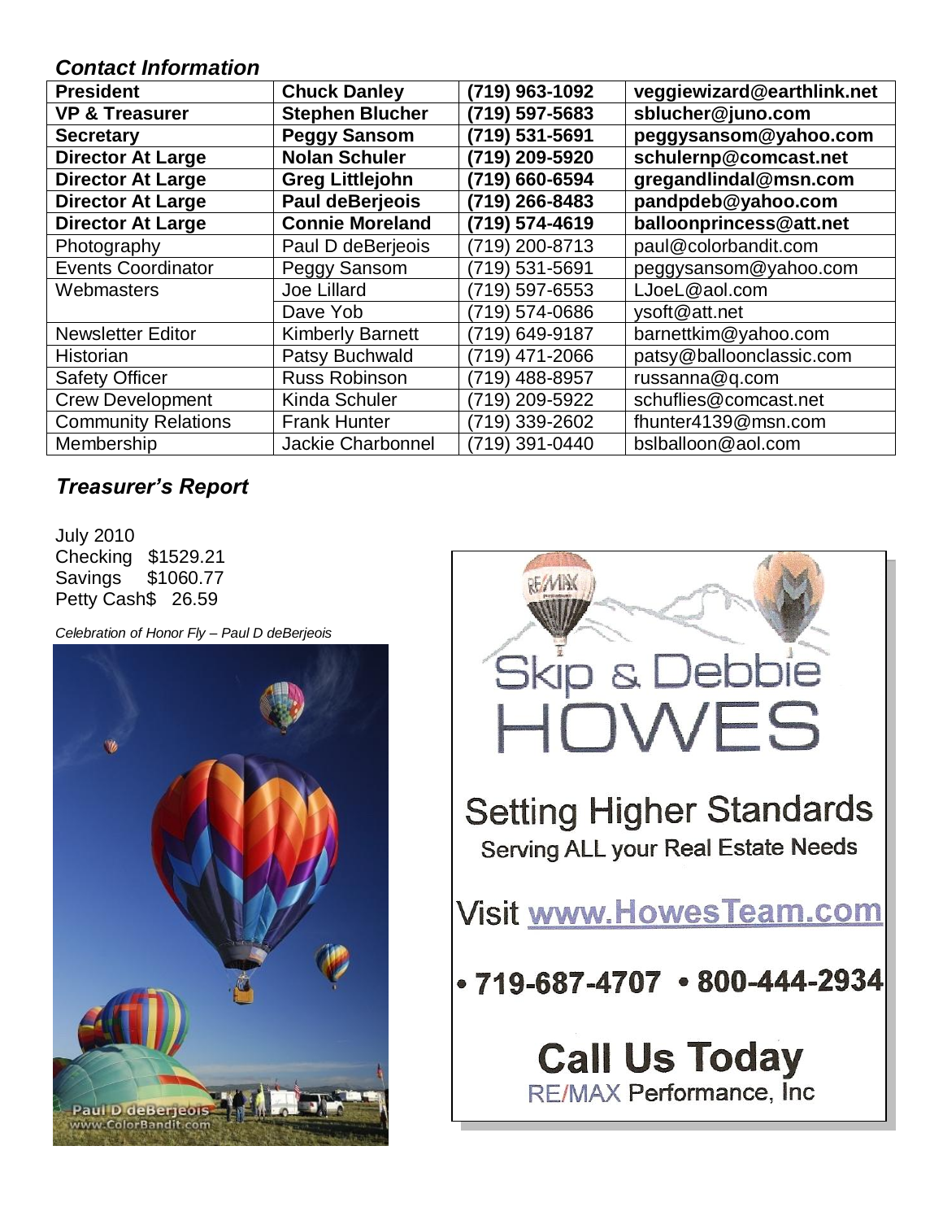## *Contact Information*

| **President** | **Chuck Danley** | **(719) 963-1092** | **veggiewizard@earthlink.net** |
|---|---|---|---|
| **VP & Treasurer** | **Stephen Blucher** | **(719) 597-5683** | **sblucher@juno.com** |
| **Secretary** | **Peggy Sansom** | **(719) 531-5691** | **peggysansom@yahoo.com** |
| **Director At Large** | **Nolan Schuler** | **(719) 209-5920** | **schulernp@comcast.net** |
| **Director At Large** | **Greg Littlejohn** | **(719) 660-6594** | **gregandlindal@msn.com** |
| **Director At Large** | **Paul deBerjeois** | **(719) 266-8483** | **pandpdeb@yahoo.com** |
| **Director At Large** | **Connie Moreland** | **(719) 574-4619** | **balloonprincess@att.net** |
| Photography | Paul D deBerjeois | (719) 200-8713 | paul@colorbandit.com |
| Events Coordinator | Peggy Sansom | (719) 531-5691 | peggysansom@yahoo.com |
| Webmasters | Joe Lillard | (719) 597-6553 | LJoeL@aol.com |
| | Dave Yob | (719) 574-0686 | ysoft@att.net |
| Newsletter Editor | Kimberly Barnett | (719) 649-9187 | barnettkim@yahoo.com |
| Historian | Patsy Buchwald | (719) 471-2066 | patsy@balloonclassic.com |
| Safety Officer | Russ Robinson | (719) 488-8957 | russanna@q.com |
| Crew Development | Kinda Schuler | (719) 209-5922 | schuflies@comcast.net |
| Community Relations | Frank Hunter | (719) 339-2602 | fhunter4139@msn.com |
| Membership | Jackie Charbonnel | (719) 391-0440 | bslballoon@aol.com |

## *Treasurer's Report*

July 2010
Checking $1529.21
Savings $1060.77
Petty Cash$ 26.59

*Celebration of Honor Fly – Paul D deBerjeois*

Skip & Debbie HOWES

Setting Higher Standards
Serving ALL your Real Estate Needs

Visit www.HowesTeam.com

• 719-687-4707 • 800-444-2934

**Call Us Today**
RE/MAX Performance, Inc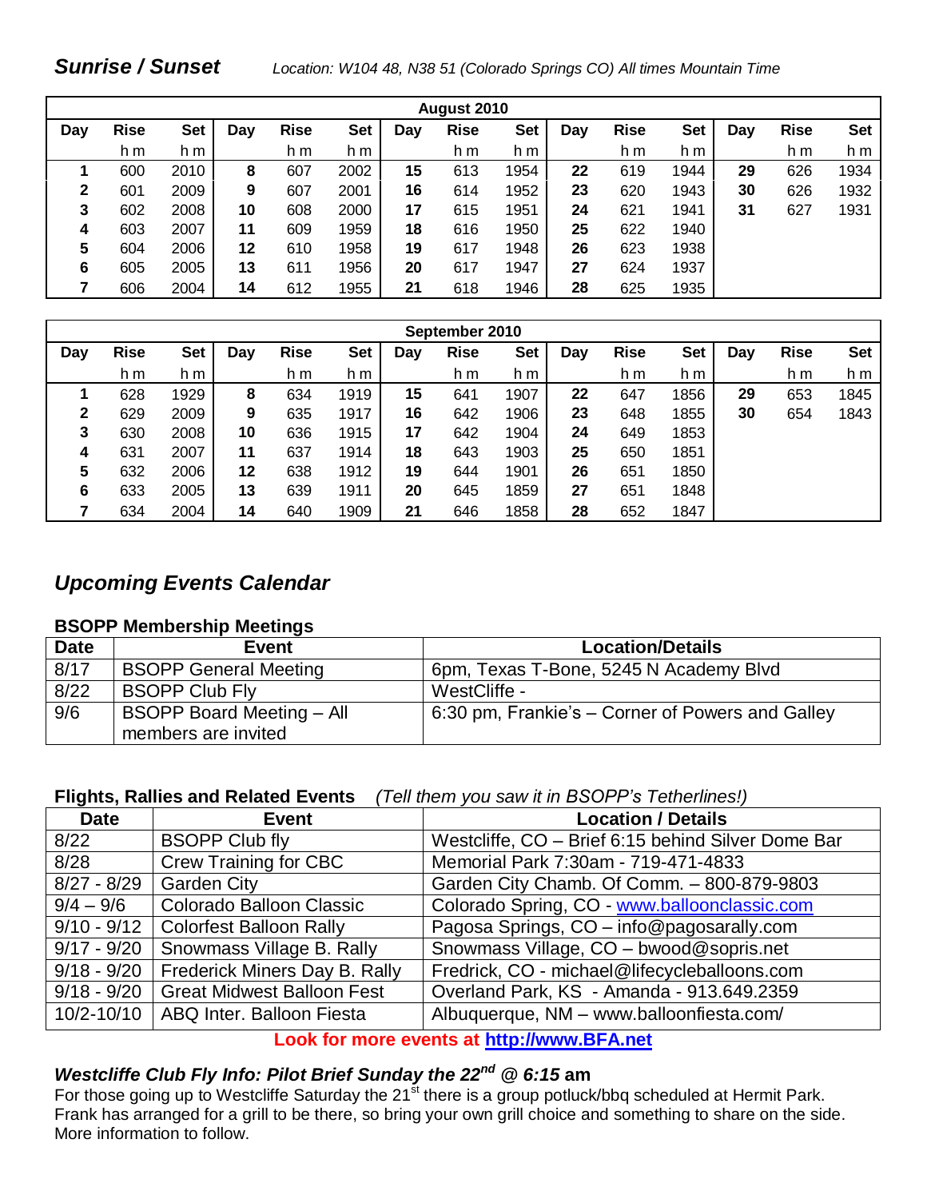## *Sunrise / Sunset*

*Location: W104 48, N38 51 (Colorado Springs CO) All times Mountain Time*

| August 2010 | | | | | | | | | | | | | | |
|---|---|---|---|---|---|---|---|---|---|---|---|---|---|---|
| Day | Rise | Set | Day | Rise | Set | Day | Rise | Set | Day | Rise | Set | Day | Rise | Set |
| | h m | h m | | h m | h m | | h m | h m | | h m | h m | | h m | h m |
| **1** | 600 | 2010 | **8** | 607 | 2002 | **15** | 613 | 1954 | **22** | 619 | 1944 | **29** | 626 | 1934 |
| **2** | 601 | 2009 | **9** | 607 | 2001 | **16** | 614 | 1952 | **23** | 620 | 1943 | **30** | 626 | 1932 |
| **3** | 602 | 2008 | **10** | 608 | 2000 | **17** | 615 | 1951 | **24** | 621 | 1941 | **31** | 627 | 1931 |
| **4** | 603 | 2007 | **11** | 609 | 1959 | **18** | 616 | 1950 | **25** | 622 | 1940 | | | |
| **5** | 604 | 2006 | **12** | 610 | 1958 | **19** | 617 | 1948 | **26** | 623 | 1938 | | | |
| **6** | 605 | 2005 | **13** | 611 | 1956 | **20** | 617 | 1947 | **27** | 624 | 1937 | | | |
| **7** | 606 | 2004 | **14** | 612 | 1955 | **21** | 618 | 1946 | **28** | 625 | 1935 | | | |

| September 2010 | | | | | | | | | | | | | | |
|---|---|---|---|---|---|---|---|---|---|---|---|---|---|---|
| Day | Rise | Set | Day | Rise | Set | Day | Rise | Set | Day | Rise | Set | Day | Rise | Set |
| | h m | h m | | h m | h m | | h m | h m | | h m | h m | | h m | h m |
| **1** | 628 | 1929 | **8** | 634 | 1919 | **15** | 641 | 1907 | **22** | 647 | 1856 | **29** | 653 | 1845 |
| **2** | 629 | 2009 | **9** | 635 | 1917 | **16** | 642 | 1906 | **23** | 648 | 1855 | **30** | 654 | 1843 |
| **3** | 630 | 2008 | **10** | 636 | 1915 | **17** | 642 | 1904 | **24** | 649 | 1853 | | | |
| **4** | 631 | 2007 | **11** | 637 | 1914 | **18** | 643 | 1903 | **25** | 650 | 1851 | | | |
| **5** | 632 | 2006 | **12** | 638 | 1912 | **19** | 644 | 1901 | **26** | 651 | 1850 | | | |
| **6** | 633 | 2005 | **13** | 639 | 1911 | **20** | 645 | 1859 | **27** | 651 | 1848 | | | |
| **7** | 634 | 2004 | **14** | 640 | 1909 | **21** | 646 | 1858 | **28** | 652 | 1847 | | | |

## *Upcoming Events Calendar*

### BSOPP Membership Meetings

| Date | Event | Location/Details |
|---|---|---|
| 8/17 | BSOPP General Meeting | 6pm, Texas T-Bone, 5245 N Academy Blvd |
| 8/22 | BSOPP Club Fly | WestCliffe - |
| 9/6 | BSOPP Board Meeting – All members are invited | 6:30 pm, Frankie's – Corner of Powers and Galley |

### Flights, Rallies and Related Events *(Tell them you saw it in BSOPP's Tetherlines!)*

| Date | Event | Location / Details |
|---|---|---|
| 8/22 | BSOPP Club fly | Westcliffe, CO – Brief 6:15 behind Silver Dome Bar |
| 8/28 | Crew Training for CBC | Memorial Park 7:30am - 719-471-4833 |
| 8/27 - 8/29 | Garden City | Garden City Chamb. Of Comm. – 800-879-9803 |
| 9/4 – 9/6 | Colorado Balloon Classic | Colorado Spring, CO - www.balloonclassic.com |
| 9/10 - 9/12 | Colorfest Balloon Rally | Pagosa Springs, CO – info@pagosarally.com |
| 9/17 - 9/20 | Snowmass Village B. Rally | Snowmass Village, CO – bwood@sopris.net |
| 9/18 - 9/20 | Frederick Miners Day B. Rally | Fredrick, CO - michael@lifecycleballoons.com |
| 9/18 - 9/20 | Great Midwest Balloon Fest | Overland Park, KS - Amanda - 913.649.2359 |
| 10/2-10/10 | ABQ Inter. Balloon Fiesta | Albuquerque, NM – www.balloonfiesta.com/ |

**Look for more events at http://www.BFA.net**

### *Westcliffe Club Fly Info: Pilot Brief Sunday the 22nd @ 6:15* am

For those going up to Westcliffe Saturday the 21st there is a group potluck/bbq scheduled at Hermit Park. Frank has arranged for a grill to be there, so bring your own grill choice and something to share on the side. More information to follow.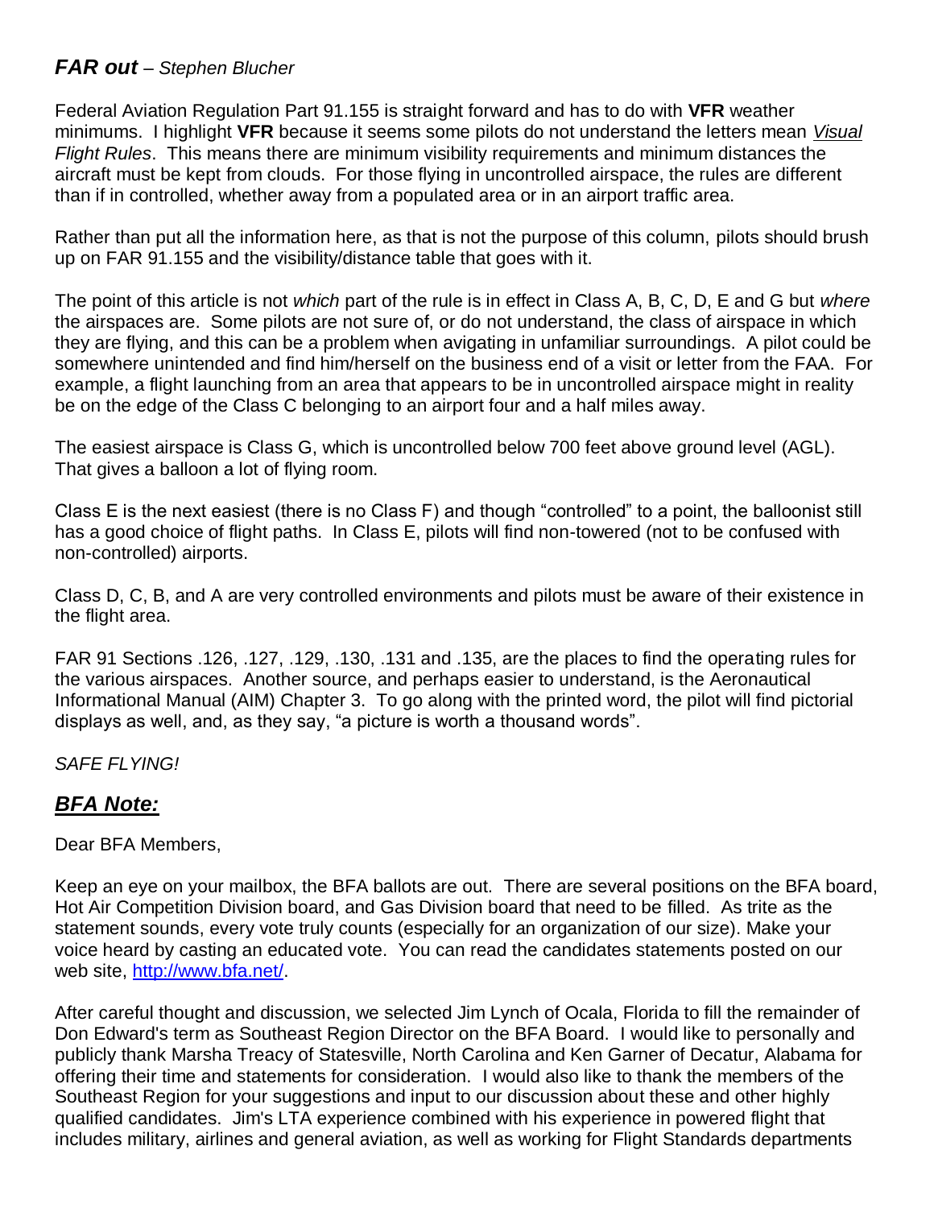## *FAR out* – *Stephen Blucher*

Federal Aviation Regulation Part 91.155 is straight forward and has to do with **VFR** weather minimums. I highlight **VFR** because it seems some pilots do not understand the letters mean *Visual Flight Rules*. This means there are minimum visibility requirements and minimum distances the aircraft must be kept from clouds. For those flying in uncontrolled airspace, the rules are different than if in controlled, whether away from a populated area or in an airport traffic area.

Rather than put all the information here, as that is not the purpose of this column, pilots should brush up on FAR 91.155 and the visibility/distance table that goes with it.

The point of this article is not *which* part of the rule is in effect in Class A, B, C, D, E and G but *where* the airspaces are. Some pilots are not sure of, or do not understand, the class of airspace in which they are flying, and this can be a problem when avigating in unfamiliar surroundings. A pilot could be somewhere unintended and find him/herself on the business end of a visit or letter from the FAA. For example, a flight launching from an area that appears to be in uncontrolled airspace might in reality be on the edge of the Class C belonging to an airport four and a half miles away.

The easiest airspace is Class G, which is uncontrolled below 700 feet above ground level (AGL). That gives a balloon a lot of flying room.

Class E is the next easiest (there is no Class F) and though "controlled" to a point, the balloonist still has a good choice of flight paths. In Class E, pilots will find non-towered (not to be confused with non-controlled) airports.

Class D, C, B, and A are very controlled environments and pilots must be aware of their existence in the flight area.

FAR 91 Sections .126, .127, .129, .130, .131 and .135, are the places to find the operating rules for the various airspaces. Another source, and perhaps easier to understand, is the Aeronautical Informational Manual (AIM) Chapter 3. To go along with the printed word, the pilot will find pictorial displays as well, and, as they say, "a picture is worth a thousand words".

*SAFE FLYING!*

## ***BFA Note:***

Dear BFA Members,

Keep an eye on your mailbox, the BFA ballots are out. There are several positions on the BFA board, Hot Air Competition Division board, and Gas Division board that need to be filled. As trite as the statement sounds, every vote truly counts (especially for an organization of our size). Make your voice heard by casting an educated vote. You can read the candidates statements posted on our web site, http://www.bfa.net/.

After careful thought and discussion, we selected Jim Lynch of Ocala, Florida to fill the remainder of Don Edward's term as Southeast Region Director on the BFA Board. I would like to personally and publicly thank Marsha Treacy of Statesville, North Carolina and Ken Garner of Decatur, Alabama for offering their time and statements for consideration. I would also like to thank the members of the Southeast Region for your suggestions and input to our discussion about these and other highly qualified candidates. Jim's LTA experience combined with his experience in powered flight that includes military, airlines and general aviation, as well as working for Flight Standards departments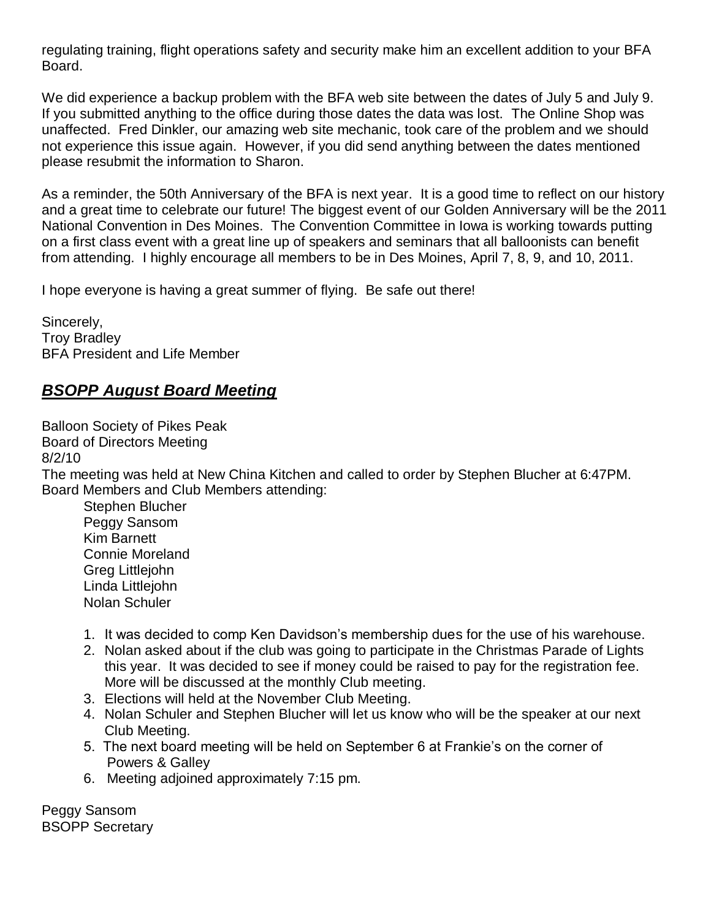regulating training, flight operations safety and security make him an excellent addition to your BFA Board.

We did experience a backup problem with the BFA web site between the dates of July 5 and July 9. If you submitted anything to the office during those dates the data was lost. The Online Shop was unaffected. Fred Dinkler, our amazing web site mechanic, took care of the problem and we should not experience this issue again. However, if you did send anything between the dates mentioned please resubmit the information to Sharon.

As a reminder, the 50th Anniversary of the BFA is next year. It is a good time to reflect on our history and a great time to celebrate our future! The biggest event of our Golden Anniversary will be the 2011 National Convention in Des Moines. The Convention Committee in Iowa is working towards putting on a first class event with a great line up of speakers and seminars that all balloonists can benefit from attending. I highly encourage all members to be in Des Moines, April 7, 8, 9, and 10, 2011.

I hope everyone is having a great summer of flying. Be safe out there!

Sincerely,
Troy Bradley
BFA President and Life Member

## ***BSOPP August Board Meeting***

Balloon Society of Pikes Peak
Board of Directors Meeting
8/2/10
The meeting was held at New China Kitchen and called to order by Stephen Blucher at 6:47PM.
Board Members and Club Members attending:

Stephen Blucher
Peggy Sansom
Kim Barnett
Connie Moreland
Greg Littlejohn
Linda Littlejohn
Nolan Schuler

1. It was decided to comp Ken Davidson's membership dues for the use of his warehouse.
2. Nolan asked about if the club was going to participate in the Christmas Parade of Lights this year. It was decided to see if money could be raised to pay for the registration fee. More will be discussed at the monthly Club meeting.
3. Elections will held at the November Club Meeting.
4. Nolan Schuler and Stephen Blucher will let us know who will be the speaker at our next Club Meeting.
5. The next board meeting will be held on September 6 at Frankie's on the corner of Powers & Galley
6. Meeting adjoined approximately 7:15 pm.

Peggy Sansom
BSOPP Secretary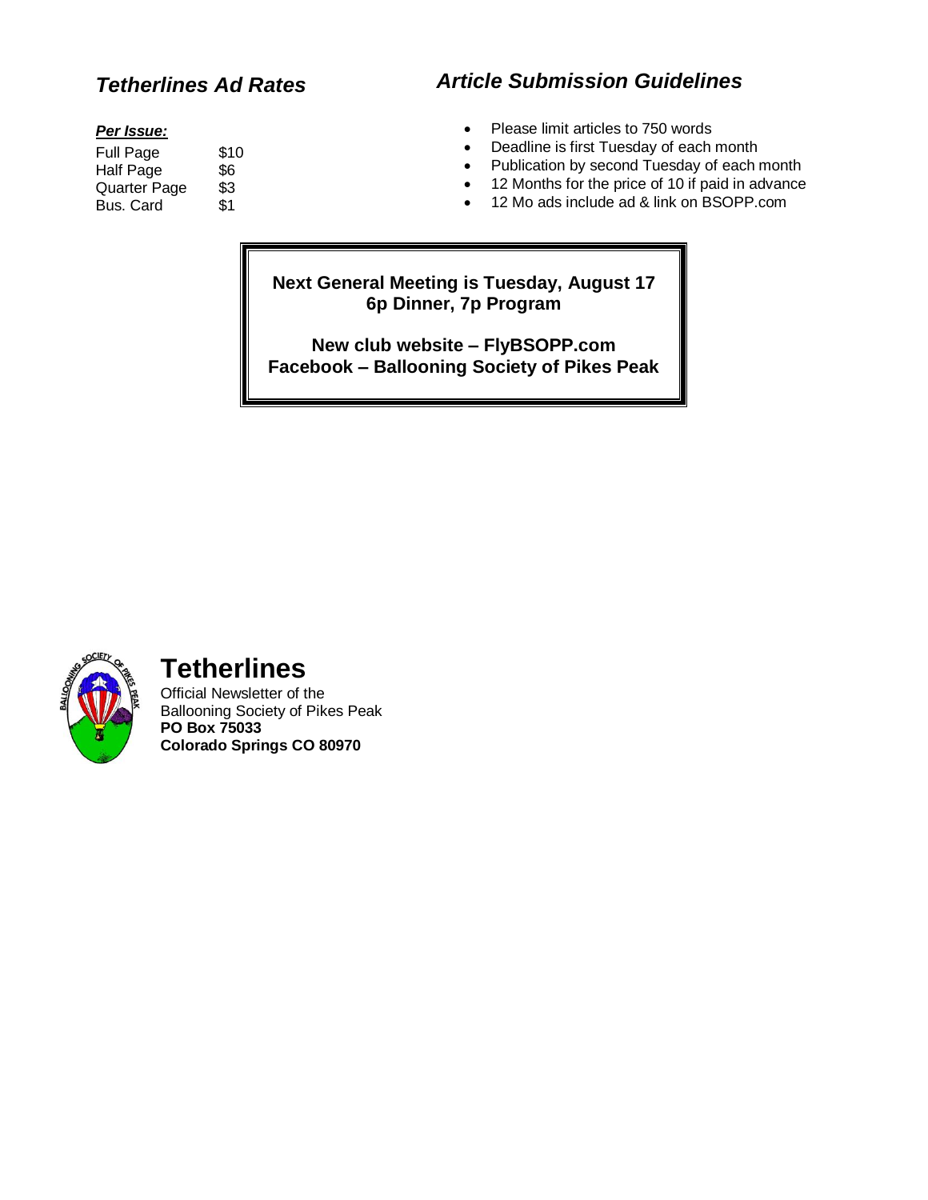## *Tetherlines Ad Rates*

***Per Issue:***

| | |
|---|---|
| Full Page | $10 |
| Half Page | $6 |
| Quarter Page | $3 |
| Bus. Card | $1 |

## *Article Submission Guidelines*

- Please limit articles to 750 words
- Deadline is first Tuesday of each month
- Publication by second Tuesday of each month
- 12 Months for the price of 10 if paid in advance
- 12 Mo ads include ad & link on BSOPP.com

**Next General Meeting is Tuesday, August 17**
**6p Dinner, 7p Program**

**New club website – FlyBSOPP.com**
**Facebook – Ballooning Society of Pikes Peak**

# Tetherlines

Official Newsletter of the
Ballooning Society of Pikes Peak
**PO Box 75033**
**Colorado Springs CO 80970**